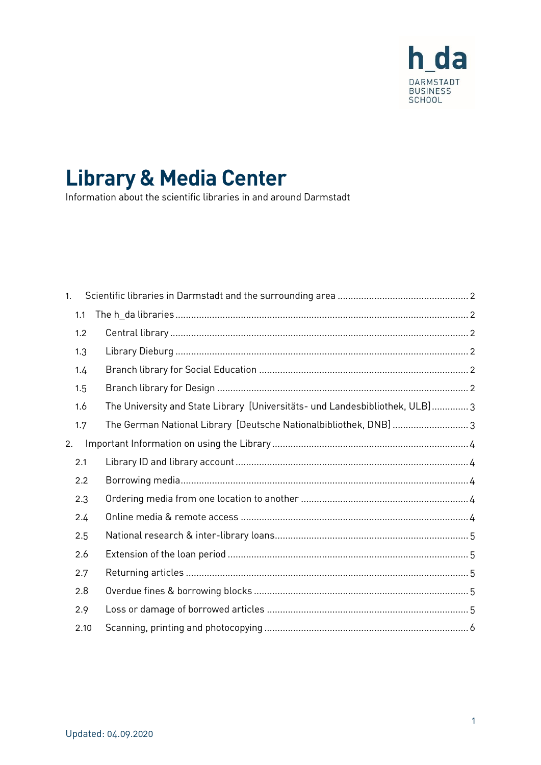h_da
DARMSTADT
BUSINESS
SCHOOL

# Library & Media Center

Information about the scientific libraries in and around Darmstadt

1. Scientific libraries in Darmstadt and the surrounding area ........ 2
   - 1.1 The h_da libraries ........ 2
   - 1.2 Central library ........ 2
   - 1.3 Library Dieburg ........ 2
   - 1.4 Branch library for Social Education ........ 2
   - 1.5 Branch library for Design ........ 2
   - 1.6 The University and State Library [Universitäts- und Landesbibliothek, ULB] ........ 3
   - 1.7 The German National Library [Deutsche Nationalbibliothek, DNB] ........ 3
2. Important Information on using the Library ........ 4
   - 2.1 Library ID and library account ........ 4
   - 2.2 Borrowing media ........ 4
   - 2.3 Ordering media from one location to another ........ 4
   - 2.4 Online media & remote access ........ 4
   - 2.5 National research & inter-library loans ........ 5
   - 2.6 Extension of the loan period ........ 5
   - 2.7 Returning articles ........ 5
   - 2.8 Overdue fines & borrowing blocks ........ 5
   - 2.9 Loss or damage of borrowed articles ........ 5
   - 2.10 Scanning, printing and photocopying ........ 6

Updated: 04.09.2020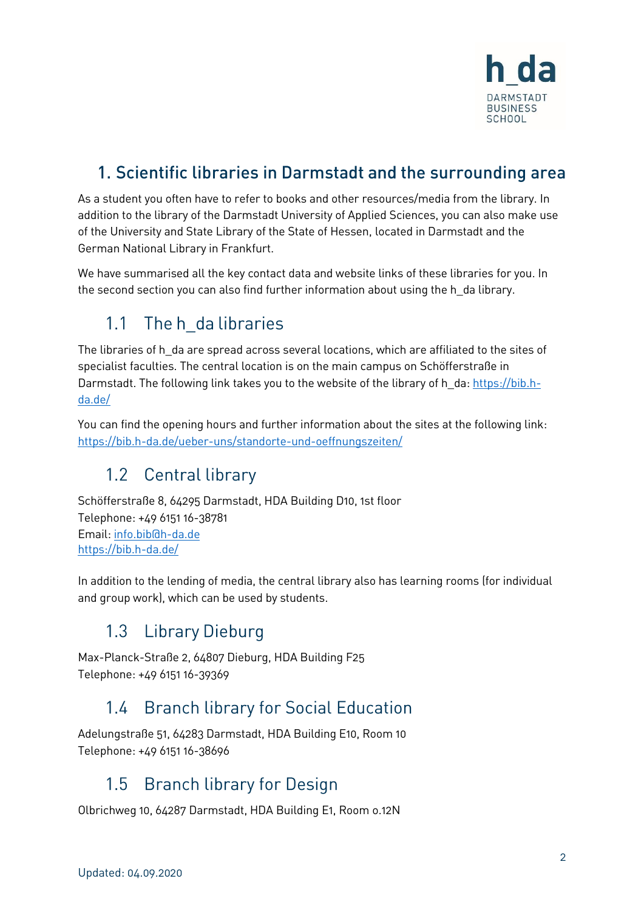# 1. Scientific libraries in Darmstadt and the surrounding area

As a student you often have to refer to books and other resources/media from the library. In addition to the library of the Darmstadt University of Applied Sciences, you can also make use of the University and State Library of the State of Hessen, located in Darmstadt and the German National Library in Frankfurt.

We have summarised all the key contact data and website links of these libraries for you. In the second section you can also find further information about using the h_da library.

## 1.1 The h_da libraries

The libraries of h_da are spread across several locations, which are affiliated to the sites of specialist faculties. The central location is on the main campus on Schöfferstraße in Darmstadt. The following link takes you to the website of the library of h_da: https://bib.h-da.de/

You can find the opening hours and further information about the sites at the following link: https://bib.h-da.de/ueber-uns/standorte-und-oeffnungszeiten/

## 1.2 Central library

Schöfferstraße 8, 64295 Darmstadt, HDA Building D10, 1st floor
Telephone: +49 6151 16-38781
Email: info.bib@h-da.de
https://bib.h-da.de/

In addition to the lending of media, the central library also has learning rooms (for individual and group work), which can be used by students.

## 1.3 Library Dieburg

Max-Planck-Straße 2, 64807 Dieburg, HDA Building F25
Telephone: +49 6151 16-39369

## 1.4 Branch library for Social Education

Adelungstraße 51, 64283 Darmstadt, HDA Building E10, Room 10
Telephone: +49 6151 16-38696

## 1.5 Branch library for Design

Olbrichweg 10, 64287 Darmstadt, HDA Building E1, Room 0.12N

Updated: 04.09.2020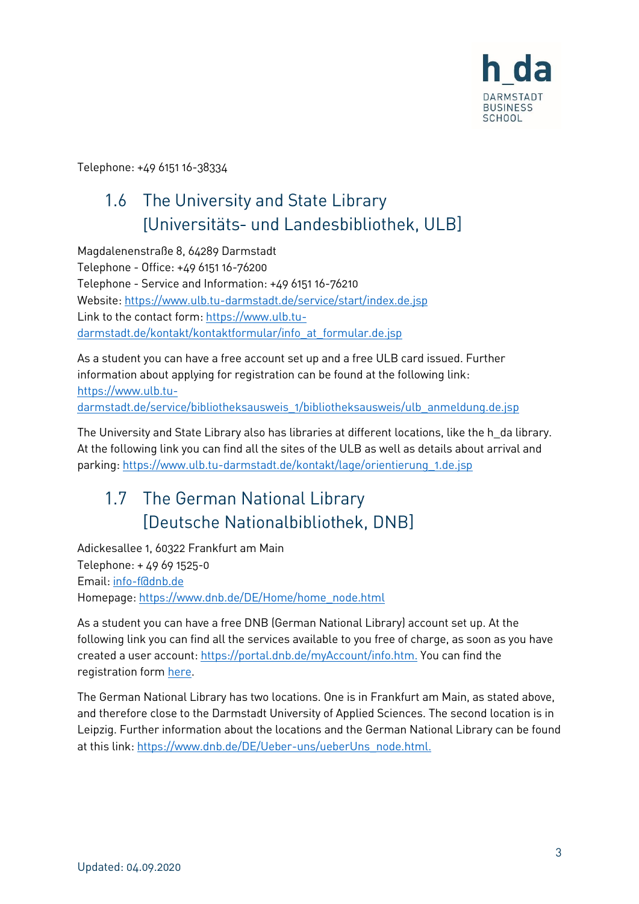Telephone: +49 6151 16-38334

## 1.6 The University and State Library [Universitäts- und Landesbibliothek, ULB]

Magdalenenstraße 8, 64289 Darmstadt
Telephone - Office: +49 6151 16-76200
Telephone - Service and Information: +49 6151 16-76210
Website: https://www.ulb.tu-darmstadt.de/service/start/index.de.jsp
Link to the contact form: https://www.ulb.tu-darmstadt.de/kontakt/kontaktformular/info_at_formular.de.jsp

As a student you can have a free account set up and a free ULB card issued. Further information about applying for registration can be found at the following link: https://www.ulb.tu-darmstadt.de/service/bibliotheksausweis_1/bibliotheksausweis/ulb_anmeldung.de.jsp

The University and State Library also has libraries at different locations, like the h_da library. At the following link you can find all the sites of the ULB as well as details about arrival and parking: https://www.ulb.tu-darmstadt.de/kontakt/lage/orientierung_1.de.jsp

## 1.7 The German National Library [Deutsche Nationalbibliothek, DNB]

Adickesallee 1, 60322 Frankfurt am Main
Telephone: + 49 69 1525-0
Email: info-f@dnb.de
Homepage: https://www.dnb.de/DE/Home/home_node.html

As a student you can have a free DNB (German National Library) account set up. At the following link you can find all the services available to you free of charge, as soon as you have created a user account: https://portal.dnb.de/myAccount/info.htm. You can find the registration form here.

The German National Library has two locations. One is in Frankfurt am Main, as stated above, and therefore close to the Darmstadt University of Applied Sciences. The second location is in Leipzig. Further information about the locations and the German National Library can be found at this link: https://www.dnb.de/DE/Ueber-uns/ueberUns_node.html.

Updated: 04.09.2020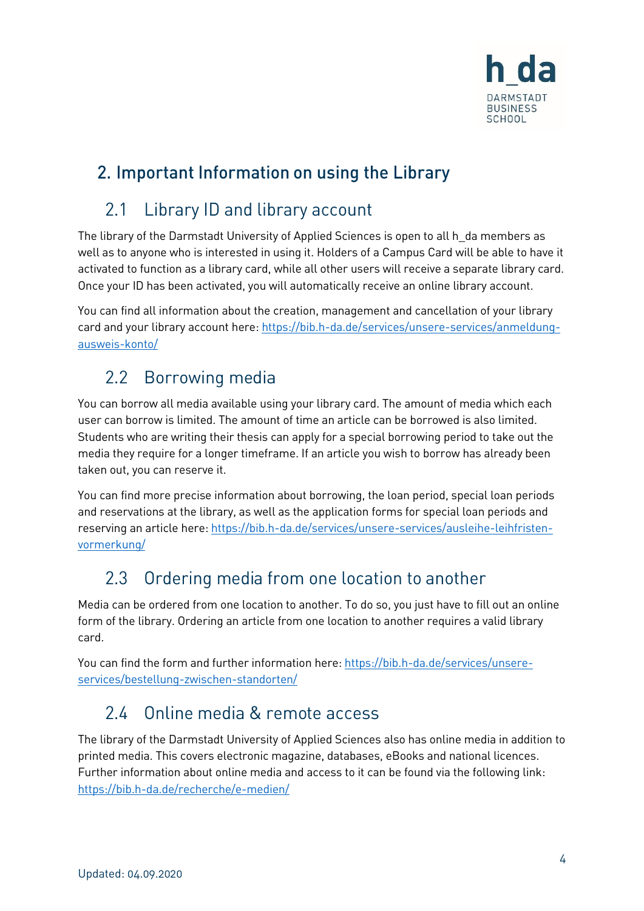## 2. Important Information on using the Library

### 2.1 Library ID and library account

The library of the Darmstadt University of Applied Sciences is open to all h_da members as well as to anyone who is interested in using it. Holders of a Campus Card will be able to have it activated to function as a library card, while all other users will receive a separate library card. Once your ID has been activated, you will automatically receive an online library account.

You can find all information about the creation, management and cancellation of your library card and your library account here: https://bib.h-da.de/services/unsere-services/anmeldung-ausweis-konto/

### 2.2 Borrowing media

You can borrow all media available using your library card. The amount of media which each user can borrow is limited. The amount of time an article can be borrowed is also limited. Students who are writing their thesis can apply for a special borrowing period to take out the media they require for a longer timeframe. If an article you wish to borrow has already been taken out, you can reserve it.

You can find more precise information about borrowing, the loan period, special loan periods and reservations at the library, as well as the application forms for special loan periods and reserving an article here: https://bib.h-da.de/services/unsere-services/ausleihe-leihfristen-vormerkung/

### 2.3 Ordering media from one location to another

Media can be ordered from one location to another. To do so, you just have to fill out an online form of the library. Ordering an article from one location to another requires a valid library card.

You can find the form and further information here: https://bib.h-da.de/services/unsere-services/bestellung-zwischen-standorten/

### 2.4 Online media & remote access

The library of the Darmstadt University of Applied Sciences also has online media in addition to printed media. This covers electronic magazine, databases, eBooks and national licences. Further information about online media and access to it can be found via the following link: https://bib.h-da.de/recherche/e-medien/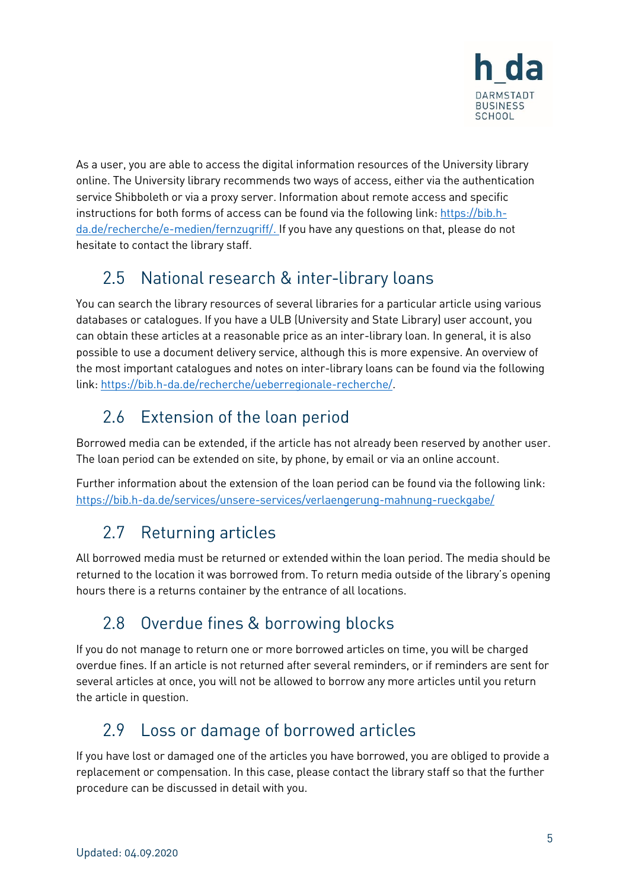As a user, you are able to access the digital information resources of the University library online. The University library recommends two ways of access, either via the authentication service Shibboleth or via a proxy server. Information about remote access and specific instructions for both forms of access can be found via the following link: [https://bib.h-da.de/recherche/e-medien/fernzugriff/.](https://bib.h-da.de/recherche/e-medien/fernzugriff/) If you have any questions on that, please do not hesitate to contact the library staff.

## 2.5 National research & inter-library loans

You can search the library resources of several libraries for a particular article using various databases or catalogues. If you have a ULB (University and State Library) user account, you can obtain these articles at a reasonable price as an inter-library loan. In general, it is also possible to use a document delivery service, although this is more expensive. An overview of the most important catalogues and notes on inter-library loans can be found via the following link: [https://bib.h-da.de/recherche/ueberregionale-recherche/](https://bib.h-da.de/recherche/ueberregionale-recherche/).

## 2.6 Extension of the loan period

Borrowed media can be extended, if the article has not already been reserved by another user. The loan period can be extended on site, by phone, by email or via an online account.

Further information about the extension of the loan period can be found via the following link: [https://bib.h-da.de/services/unsere-services/verlaengerung-mahnung-rueckgabe/](https://bib.h-da.de/services/unsere-services/verlaengerung-mahnung-rueckgabe/)

## 2.7 Returning articles

All borrowed media must be returned or extended within the loan period. The media should be returned to the location it was borrowed from. To return media outside of the library's opening hours there is a returns container by the entrance of all locations.

## 2.8 Overdue fines & borrowing blocks

If you do not manage to return one or more borrowed articles on time, you will be charged overdue fines. If an article is not returned after several reminders, or if reminders are sent for several articles at once, you will not be allowed to borrow any more articles until you return the article in question.

## 2.9 Loss or damage of borrowed articles

If you have lost or damaged one of the articles you have borrowed, you are obliged to provide a replacement or compensation. In this case, please contact the library staff so that the further procedure can be discussed in detail with you.

Updated: 04.09.2020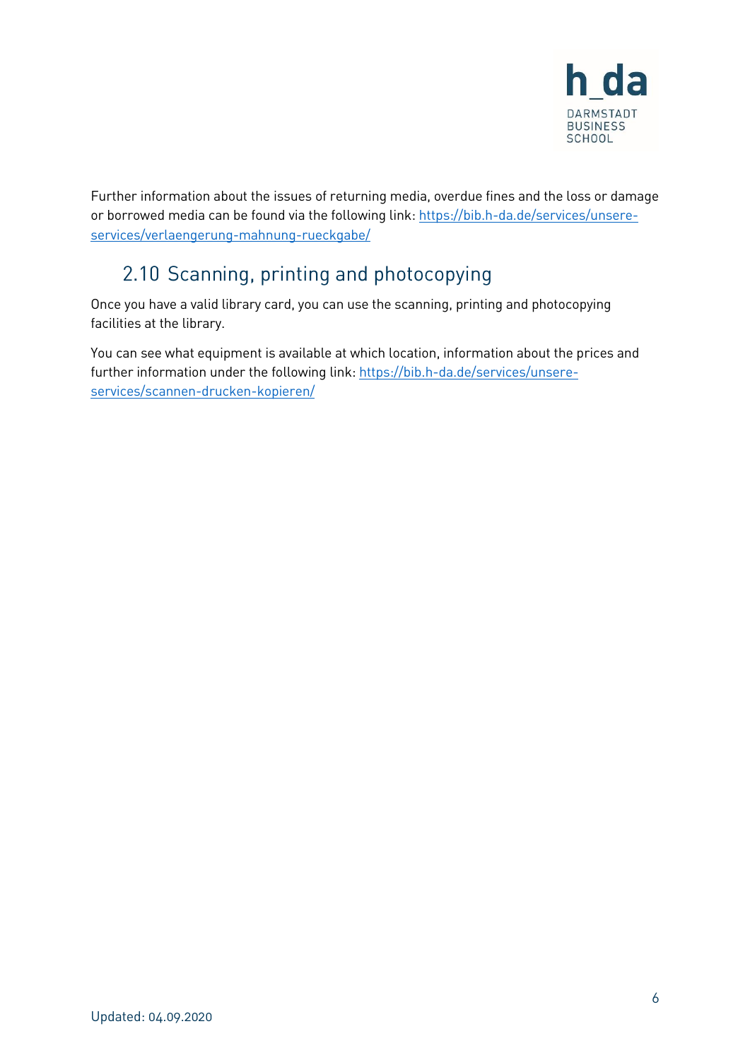Further information about the issues of returning media, overdue fines and the loss or damage or borrowed media can be found via the following link: https://bib.h-da.de/services/unsere-services/verlaengerung-mahnung-rueckgabe/

## 2.10 Scanning, printing and photocopying

Once you have a valid library card, you can use the scanning, printing and photocopying facilities at the library.

You can see what equipment is available at which location, information about the prices and further information under the following link: https://bib.h-da.de/services/unsere-services/scannen-drucken-kopieren/